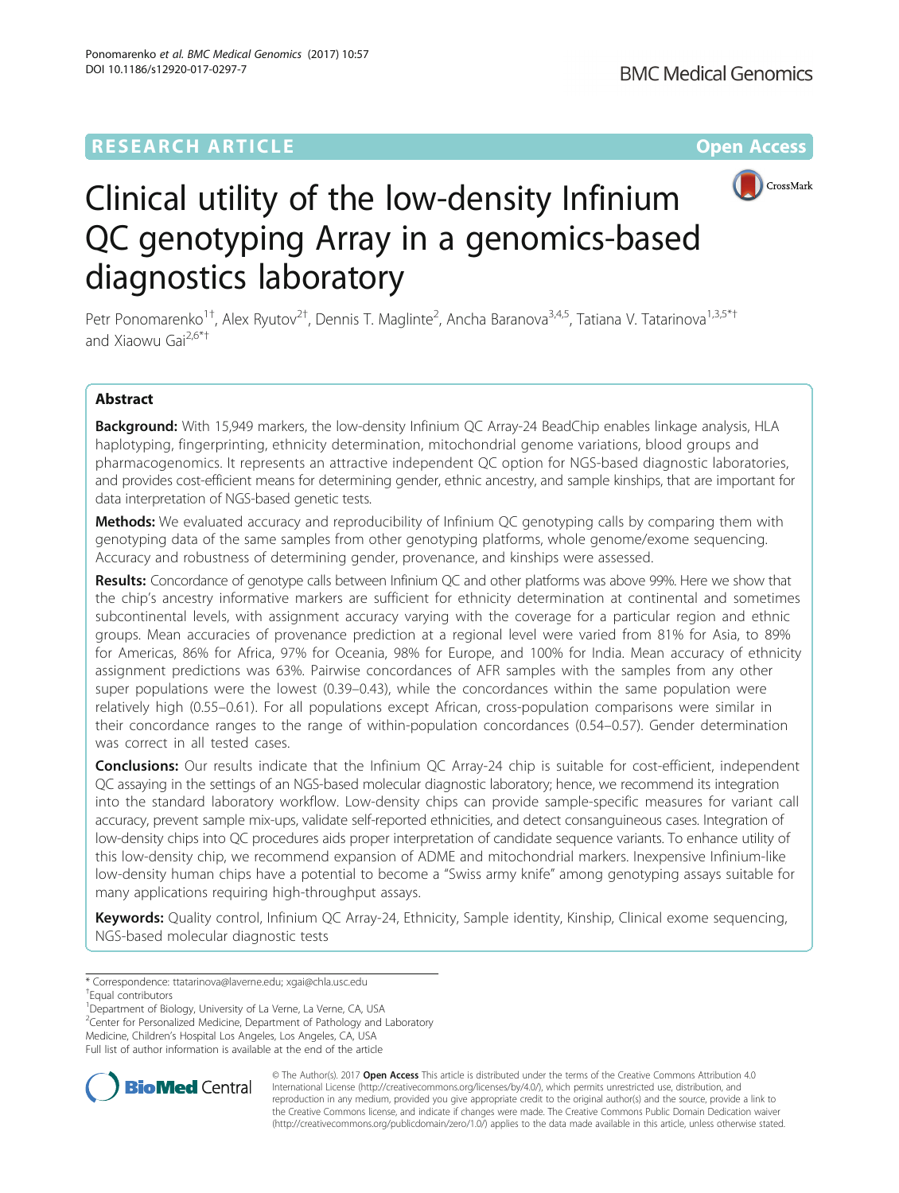RESEARCH ARTICLE

Open Access

# Clinical utility of the low-density Infinium QC genotyping Array in a genomics-based diagnostics laboratory

Petr Ponomarenko[1†], Alex Ryutov[2†], Dennis T. Maglinte[2], Ancha Baranova[3,4,5], Tatiana V. Tatarinova[1,3,5*†] and Xiaowu Gai[2,6*†]

## Abstract

**Background:** With 15,949 markers, the low-density Infinium QC Array-24 BeadChip enables linkage analysis, HLA haplotyping, fingerprinting, ethnicity determination, mitochondrial genome variations, blood groups and pharmacogenomics. It represents an attractive independent QC option for NGS-based diagnostic laboratories, and provides cost-efficient means for determining gender, ethnic ancestry, and sample kinships, that are important for data interpretation of NGS-based genetic tests.

**Methods:** We evaluated accuracy and reproducibility of Infinium QC genotyping calls by comparing them with genotyping data of the same samples from other genotyping platforms, whole genome/exome sequencing. Accuracy and robustness of determining gender, provenance, and kinships were assessed.

**Results:** Concordance of genotype calls between Infinium QC and other platforms was above 99%. Here we show that the chip's ancestry informative markers are sufficient for ethnicity determination at continental and sometimes subcontinental levels, with assignment accuracy varying with the coverage for a particular region and ethnic groups. Mean accuracies of provenance prediction at a regional level were varied from 81% for Asia, to 89% for Americas, 86% for Africa, 97% for Oceania, 98% for Europe, and 100% for India. Mean accuracy of ethnicity assignment predictions was 63%. Pairwise concordances of AFR samples with the samples from any other super populations were the lowest (0.39–0.43), while the concordances within the same population were relatively high (0.55–0.61). For all populations except African, cross-population comparisons were similar in their concordance ranges to the range of within-population concordances (0.54–0.57). Gender determination was correct in all tested cases.

**Conclusions:** Our results indicate that the Infinium QC Array-24 chip is suitable for cost-efficient, independent QC assaying in the settings of an NGS-based molecular diagnostic laboratory; hence, we recommend its integration into the standard laboratory workflow. Low-density chips can provide sample-specific measures for variant call accuracy, prevent sample mix-ups, validate self-reported ethnicities, and detect consanguineous cases. Integration of low-density chips into QC procedures aids proper interpretation of candidate sequence variants. To enhance utility of this low-density chip, we recommend expansion of ADME and mitochondrial markers. Inexpensive Infinium-like low-density human chips have a potential to become a "Swiss army knife" among genotyping assays suitable for many applications requiring high-throughput assays.

**Keywords:** Quality control, Infinium QC Array-24, Ethnicity, Sample identity, Kinship, Clinical exome sequencing, NGS-based molecular diagnostic tests

\* Correspondence: ttatarinova@laverne.edu; xgai@chla.usc.edu

†Equal contributors

[1]Department of Biology, University of La Verne, La Verne, CA, USA

[2]Center for Personalized Medicine, Department of Pathology and Laboratory Medicine, Children's Hospital Los Angeles, Los Angeles, CA, USA

Full list of author information is available at the end of the article

© The Author(s). 2017 **Open Access** This article is distributed under the terms of the Creative Commons Attribution 4.0 International License (http://creativecommons.org/licenses/by/4.0/), which permits unrestricted use, distribution, and reproduction in any medium, provided you give appropriate credit to the original author(s) and the source, provide a link to the Creative Commons license, and indicate if changes were made. The Creative Commons Public Domain Dedication waiver (http://creativecommons.org/publicdomain/zero/1.0/) applies to the data made available in this article, unless otherwise stated.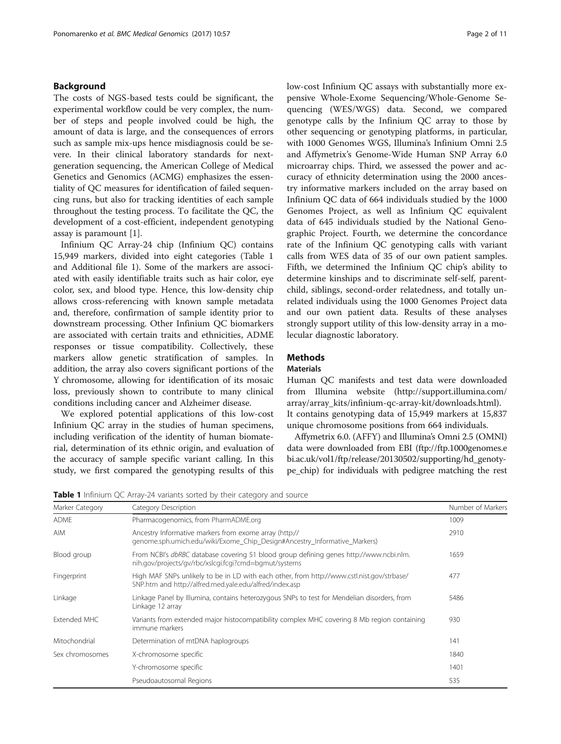## Background

The costs of NGS-based tests could be significant, the experimental workflow could be very complex, the number of steps and people involved could be high, the amount of data is large, and the consequences of errors such as sample mix-ups hence misdiagnosis could be severe. In their clinical laboratory standards for next-generation sequencing, the American College of Medical Genetics and Genomics (ACMG) emphasizes the essentiality of QC measures for identification of failed sequencing runs, but also for tracking identities of each sample throughout the testing process. To facilitate the QC, the development of a cost-efficient, independent genotyping assay is paramount [1].

Infinium QC Array-24 chip (Infinium QC) contains 15,949 markers, divided into eight categories (Table 1 and Additional file 1). Some of the markers are associated with easily identifiable traits such as hair color, eye color, sex, and blood type. Hence, this low-density chip allows cross-referencing with known sample metadata and, therefore, confirmation of sample identity prior to downstream processing. Other Infinium QC biomarkers are associated with certain traits and ethnicities, ADME responses or tissue compatibility. Collectively, these markers allow genetic stratification of samples. In addition, the array also covers significant portions of the Y chromosome, allowing for identification of its mosaic loss, previously shown to contribute to many clinical conditions including cancer and Alzheimer disease.

We explored potential applications of this low-cost Infinium QC array in the studies of human specimens, including verification of the identity of human biomaterial, determination of its ethnic origin, and evaluation of the accuracy of sample specific variant calling. In this study, we first compared the genotyping results of this low-cost Infinium QC assays with substantially more expensive Whole-Exome Sequencing/Whole-Genome Sequencing (WES/WGS) data. Second, we compared genotype calls by the Infinium QC array to those by other sequencing or genotyping platforms, in particular, with 1000 Genomes WGS, Illumina's Infinium Omni 2.5 and Affymetrix's Genome-Wide Human SNP Array 6.0 microarray chips. Third, we assessed the power and accuracy of ethnicity determination using the 2000 ancestry informative markers included on the array based on Infinium QC data of 664 individuals studied by the 1000 Genomes Project, as well as Infinium QC equivalent data of 645 individuals studied by the National Geographic Project. Fourth, we determine the concordance rate of the Infinium QC genotyping calls with variant calls from WES data of 35 of our own patient samples. Fifth, we determined the Infinium QC chip's ability to determine kinships and to discriminate self-self, parent-child, siblings, second-order relatedness, and totally unrelated individuals using the 1000 Genomes Project data and our own patient data. Results of these analyses strongly support utility of this low-density array in a molecular diagnostic laboratory.

## Methods

### Materials

Human QC manifests and test data were downloaded from Illumina website (http://support.illumina.com/array/array_kits/infinium-qc-array-kit/downloads.html). It contains genotyping data of 15,949 markers at 15,837 unique chromosome positions from 664 individuals.

Affymetrix 6.0. (AFFY) and Illumina's Omni 2.5 (OMNI) data were downloaded from EBI (ftp://ftp.1000genomes.ebi.ac.uk/vol1/ftp/release/20130502/supporting/hd_genotype_chip) for individuals with pedigree matching the rest

**Table 1** Infinium QC Array-24 variants sorted by their category and source

| Marker Category | Category Description | Number of Markers |
|---|---|---|
| ADME | Pharmacogenomics, from PharmADME.org | 1009 |
| AIM | Ancestry Informative markers from exome array (http://genome.sph.umich.edu/wiki/Exome_Chip_Design#Ancestry_Informative_Markers) | 2910 |
| Blood group | From NCBI's *dbRBC* database covering 51 blood group defining genes http://www.ncbi.nlm.nih.gov/projects/gv/rbc/xslcgi.fcgi?cmd=bgmut/systems | 1659 |
| Fingerprint | High MAF SNPs unlikely to be in LD with each other, from http://www.cstl.nist.gov/strbase/SNP.htm and http://alfred.med.yale.edu/alfred/index.asp | 477 |
| Linkage | Linkage Panel by Illumina, contains heterozygous SNPs to test for Mendelian disorders, from Linkage 12 array | 5486 |
| Extended MHC | Variants from extended major histocompatibility complex MHC covering 8 Mb region containing immune markers | 930 |
| Mitochondrial | Determination of mtDNA haplogroups | 141 |
| Sex chromosomes | X-chromosome specific | 1840 |
| | Y-chromosome specific | 1401 |
| | Pseudoautosomal Regions | 535 |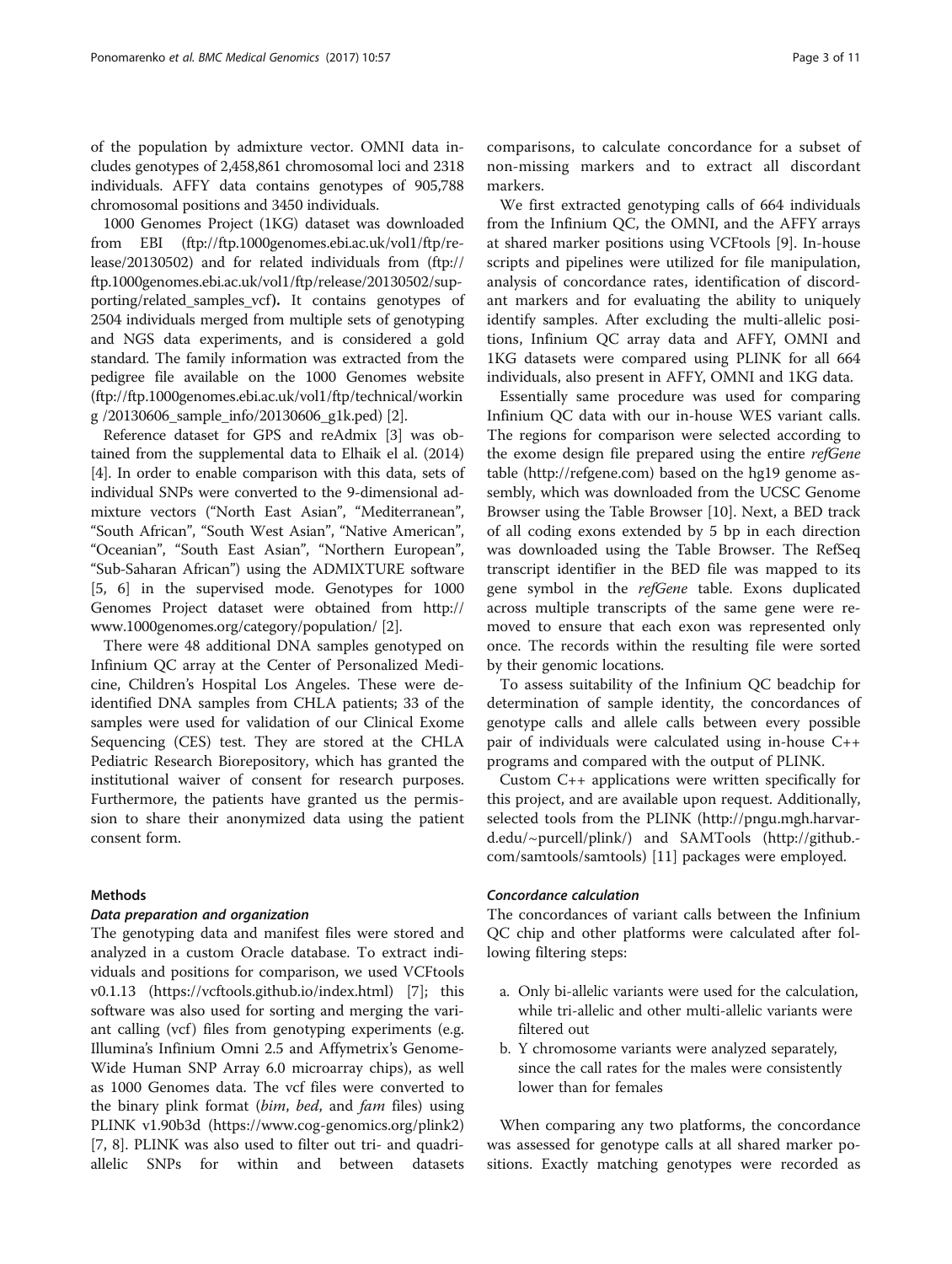of the population by admixture vector. OMNI data includes genotypes of 2,458,861 chromosomal loci and 2318 individuals. AFFY data contains genotypes of 905,788 chromosomal positions and 3450 individuals.

1000 Genomes Project (1KG) dataset was downloaded from EBI (ftp://ftp.1000genomes.ebi.ac.uk/vol1/ftp/release/20130502) and for related individuals from (ftp://ftp.1000genomes.ebi.ac.uk/vol1/ftp/release/20130502/supporting/related_samples_vcf**)**. It contains genotypes of 2504 individuals merged from multiple sets of genotyping and NGS data experiments, and is considered a gold standard. The family information was extracted from the pedigree file available on the 1000 Genomes website (ftp://ftp.1000genomes.ebi.ac.uk/vol1/ftp/technical/working /20130606_sample_info/20130606_g1k.ped) [2].

Reference dataset for GPS and reAdmix [3] was obtained from the supplemental data to Elhaik el al. (2014) [4]. In order to enable comparison with this data, sets of individual SNPs were converted to the 9-dimensional admixture vectors ("North East Asian", "Mediterranean", "South African", "South West Asian", "Native American", "Oceanian", "South East Asian", "Northern European", "Sub-Saharan African") using the ADMIXTURE software [5, 6] in the supervised mode. Genotypes for 1000 Genomes Project dataset were obtained from http://www.1000genomes.org/category/population/ [2].

There were 48 additional DNA samples genotyped on Infinium QC array at the Center of Personalized Medicine, Children's Hospital Los Angeles. These were de-identified DNA samples from CHLA patients; 33 of the samples were used for validation of our Clinical Exome Sequencing (CES) test. They are stored at the CHLA Pediatric Research Biorepository, which has granted the institutional waiver of consent for research purposes. Furthermore, the patients have granted us the permission to share their anonymized data using the patient consent form.

## Methods

### Data preparation and organization

The genotyping data and manifest files were stored and analyzed in a custom Oracle database. To extract individuals and positions for comparison, we used VCFtools v0.1.13 (https://vcftools.github.io/index.html) [7]; this software was also used for sorting and merging the variant calling (vcf) files from genotyping experiments (e.g. Illumina's Infinium Omni 2.5 and Affymetrix's Genome-Wide Human SNP Array 6.0 microarray chips), as well as 1000 Genomes data. The vcf files were converted to the binary plink format (*bim*, *bed*, and *fam* files) using PLINK v1.90b3d (https://www.cog-genomics.org/plink2) [7, 8]. PLINK was also used to filter out tri- and quadri-allelic SNPs for within and between datasets comparisons, to calculate concordance for a subset of non-missing markers and to extract all discordant markers.

We first extracted genotyping calls of 664 individuals from the Infinium QC, the OMNI, and the AFFY arrays at shared marker positions using VCFtools [9]. In-house scripts and pipelines were utilized for file manipulation, analysis of concordance rates, identification of discordant markers and for evaluating the ability to uniquely identify samples. After excluding the multi-allelic positions, Infinium QC array data and AFFY, OMNI and 1KG datasets were compared using PLINK for all 664 individuals, also present in AFFY, OMNI and 1KG data.

Essentially same procedure was used for comparing Infinium QC data with our in-house WES variant calls. The regions for comparison were selected according to the exome design file prepared using the entire *refGene* table (http://refgene.com) based on the hg19 genome assembly, which was downloaded from the UCSC Genome Browser using the Table Browser [10]. Next, a BED track of all coding exons extended by 5 bp in each direction was downloaded using the Table Browser. The RefSeq transcript identifier in the BED file was mapped to its gene symbol in the *refGene* table. Exons duplicated across multiple transcripts of the same gene were removed to ensure that each exon was represented only once. The records within the resulting file were sorted by their genomic locations.

To assess suitability of the Infinium QC beadchip for determination of sample identity, the concordances of genotype calls and allele calls between every possible pair of individuals were calculated using in-house C++ programs and compared with the output of PLINK.

Custom C++ applications were written specifically for this project, and are available upon request. Additionally, selected tools from the PLINK (http://pngu.mgh.harvard.edu/~purcell/plink/) and SAMTools (http://github.com/samtools/samtools) [11] packages were employed.

### Concordance calculation

The concordances of variant calls between the Infinium QC chip and other platforms were calculated after following filtering steps:

a. Only bi-allelic variants were used for the calculation, while tri-allelic and other multi-allelic variants were filtered out
b. Y chromosome variants were analyzed separately, since the call rates for the males were consistently lower than for females

When comparing any two platforms, the concordance was assessed for genotype calls at all shared marker positions. Exactly matching genotypes were recorded as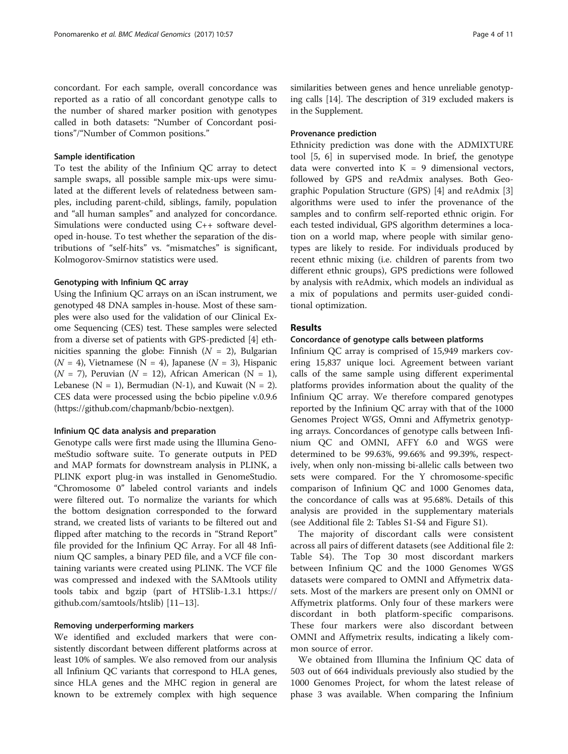concordant. For each sample, overall concordance was reported as a ratio of all concordant genotype calls to the number of shared marker position with genotypes called in both datasets: "Number of Concordant positions"/"Number of Common positions."

#### Sample identification

To test the ability of the Infinium QC array to detect sample swaps, all possible sample mix-ups were simulated at the different levels of relatedness between samples, including parent-child, siblings, family, population and "all human samples" and analyzed for concordance. Simulations were conducted using C++ software developed in-house. To test whether the separation of the distributions of "self-hits" vs. "mismatches" is significant, Kolmogorov-Smirnov statistics were used.

#### Genotyping with Infinium QC array

Using the Infinium QC arrays on an iScan instrument, we genotyped 48 DNA samples in-house. Most of these samples were also used for the validation of our Clinical Exome Sequencing (CES) test. These samples were selected from a diverse set of patients with GPS-predicted [4] ethnicities spanning the globe: Finnish ($N$ = 2), Bulgarian ($N$ = 4), Vietnamese (N = 4), Japanese ($N$ = 3), Hispanic ($N$ = 7), Peruvian ($N$ = 12), African American (N = 1), Lebanese (N = 1), Bermudian (N-1), and Kuwait (N = 2). CES data were processed using the bcbio pipeline v.0.9.6 (https://github.com/chapmanb/bcbio-nextgen).

#### Infinium QC data analysis and preparation

Genotype calls were first made using the Illumina GenomeStudio software suite. To generate outputs in PED and MAP formats for downstream analysis in PLINK, a PLINK export plug-in was installed in GenomeStudio. "Chromosome 0" labeled control variants and indels were filtered out. To normalize the variants for which the bottom designation corresponded to the forward strand, we created lists of variants to be filtered out and flipped after matching to the records in "Strand Report" file provided for the Infinium QC Array. For all 48 Infinium QC samples, a binary PED file, and a VCF file containing variants were created using PLINK. The VCF file was compressed and indexed with the SAMtools utility tools tabix and bgzip (part of HTSlib-1.3.1 https://github.com/samtools/htslib) [11–13].

#### Removing underperforming markers

We identified and excluded markers that were consistently discordant between different platforms across at least 10% of samples. We also removed from our analysis all Infinium QC variants that correspond to HLA genes, since HLA genes and the MHC region in general are known to be extremely complex with high sequence similarities between genes and hence unreliable genotyping calls [14]. The description of 319 excluded makers is in the Supplement.

#### Provenance prediction

Ethnicity prediction was done with the ADMIXTURE tool [5, 6] in supervised mode. In brief, the genotype data were converted into $K = 9$ dimensional vectors, followed by GPS and reAdmix analyses. Both Geographic Population Structure (GPS) [4] and reAdmix [3] algorithms were used to infer the provenance of the samples and to confirm self-reported ethnic origin. For each tested individual, GPS algorithm determines a location on a world map, where people with similar genotypes are likely to reside. For individuals produced by recent ethnic mixing (i.e. children of parents from two different ethnic groups), GPS predictions were followed by analysis with reAdmix, which models an individual as a mix of populations and permits user-guided conditional optimization.

## Results

#### Concordance of genotype calls between platforms

Infinium QC array is comprised of 15,949 markers covering 15,837 unique loci. Agreement between variant calls of the same sample using different experimental platforms provides information about the quality of the Infinium QC array. We therefore compared genotypes reported by the Infinium QC array with that of the 1000 Genomes Project WGS, Omni and Affymetrix genotyping arrays. Concordances of genotype calls between Infinium QC and OMNI, AFFY 6.0 and WGS were determined to be 99.63%, 99.66% and 99.39%, respectively, when only non-missing bi-allelic calls between two sets were compared. For the Y chromosome-specific comparison of Infinium QC and 1000 Genomes data, the concordance of calls was at 95.68%. Details of this analysis are provided in the supplementary materials (see Additional file 2: Tables S1-S4 and Figure S1).

The majority of discordant calls were consistent across all pairs of different datasets (see Additional file 2: Table S4). The Top 30 most discordant markers between Infinium QC and the 1000 Genomes WGS datasets were compared to OMNI and Affymetrix datasets. Most of the markers are present only on OMNI or Affymetrix platforms. Only four of these markers were discordant in both platform-specific comparisons. These four markers were also discordant between OMNI and Affymetrix results, indicating a likely common source of error.

We obtained from Illumina the Infinium QC data of 503 out of 664 individuals previously also studied by the 1000 Genomes Project, for whom the latest release of phase 3 was available. When comparing the Infinium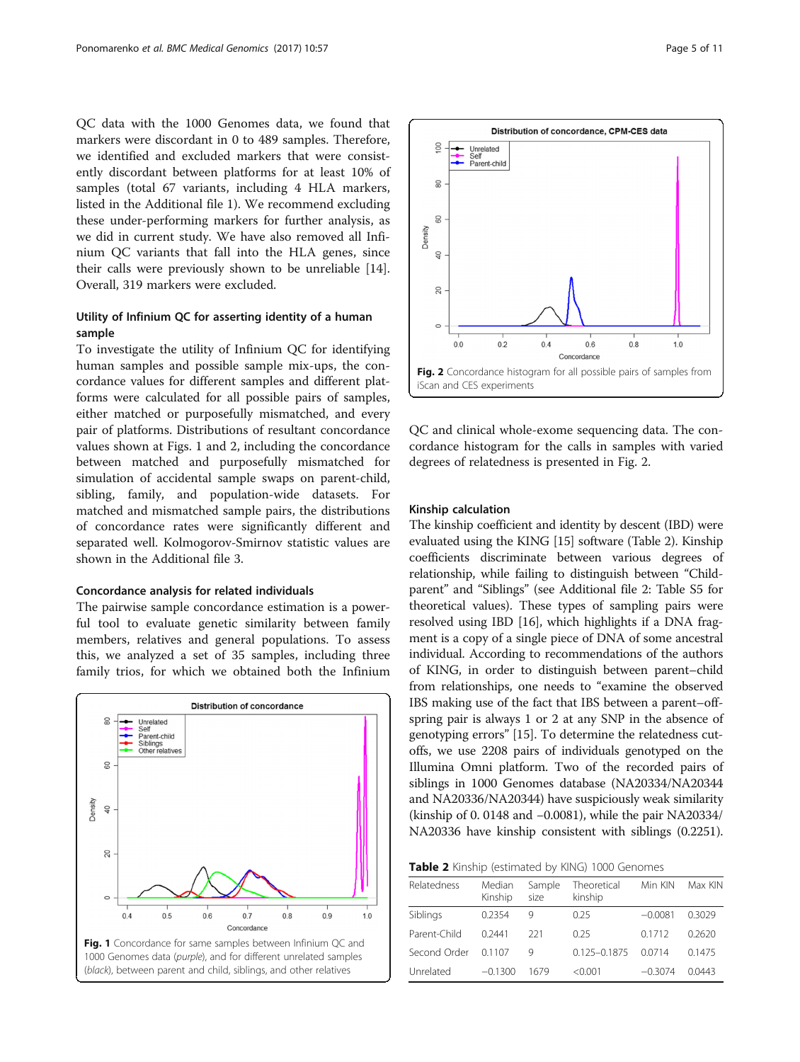QC data with the 1000 Genomes data, we found that markers were discordant in 0 to 489 samples. Therefore, we identified and excluded markers that were consistently discordant between platforms for at least 10% of samples (total 67 variants, including 4 HLA markers, listed in the Additional file 1). We recommend excluding these under-performing markers for further analysis, as we did in current study. We have also removed all Infinium QC variants that fall into the HLA genes, since their calls were previously shown to be unreliable [14]. Overall, 319 markers were excluded.

### Utility of Infinium QC for asserting identity of a human sample

To investigate the utility of Infinium QC for identifying human samples and possible sample mix-ups, the concordance values for different samples and different platforms were calculated for all possible pairs of samples, either matched or purposefully mismatched, and every pair of platforms. Distributions of resultant concordance values shown at Figs. 1 and 2, including the concordance between matched and purposefully mismatched for simulation of accidental sample swaps on parent-child, sibling, family, and population-wide datasets. For matched and mismatched sample pairs, the distributions of concordance rates were significantly different and separated well. Kolmogorov-Smirnov statistic values are shown in the Additional file 3.

### Concordance analysis for related individuals

The pairwise sample concordance estimation is a powerful tool to evaluate genetic similarity between family members, relatives and general populations. To assess this, we analyzed a set of 35 samples, including three family trios, for which we obtained both the Infinium QC and clinical whole-exome sequencing data. The concordance histogram for the calls in samples with varied degrees of relatedness is presented in Fig. 2.

**Fig. 1** Concordance for same samples between Infinium QC and 1000 Genomes data (*purple*), and for different unrelated samples (*black*), between parent and child, siblings, and other relatives

**Fig. 2** Concordance histogram for all possible pairs of samples from iScan and CES experiments

### Kinship calculation

The kinship coefficient and identity by descent (IBD) were evaluated using the KING [15] software (Table 2). Kinship coefficients discriminate between various degrees of relationship, while failing to distinguish between "Child-parent" and "Siblings" (see Additional file 2: Table S5 for theoretical values). These types of sampling pairs were resolved using IBD [16], which highlights if a DNA fragment is a copy of a single piece of DNA of some ancestral individual. According to recommendations of the authors of KING, in order to distinguish between parent–child from relationships, one needs to "examine the observed IBS making use of the fact that IBS between a parent–offspring pair is always 1 or 2 at any SNP in the absence of genotyping errors" [15]. To determine the relatedness cutoffs, we use 2208 pairs of individuals genotyped on the Illumina Omni platform. Two of the recorded pairs of siblings in 1000 Genomes database (NA20334/NA20344 and NA20336/NA20344) have suspiciously weak similarity (kinship of 0. 0148 and −0.0081), while the pair NA20334/NA20336 have kinship consistent with siblings (0.2251).

**Table 2** Kinship (estimated by KING) 1000 Genomes

| Relatedness | Median Kinship | Sample size | Theoretical kinship | Min KIN | Max KIN |
|---|---|---|---|---|---|
| Siblings | 0.2354 | 9 | 0.25 | −0.0081 | 0.3029 |
| Parent-Child | 0.2441 | 221 | 0.25 | 0.1712 | 0.2620 |
| Second Order | 0.1107 | 9 | 0.125–0.1875 | 0.0714 | 0.1475 |
| Unrelated | −0.1300 | 1679 | <0.001 | −0.3074 | 0.0443 |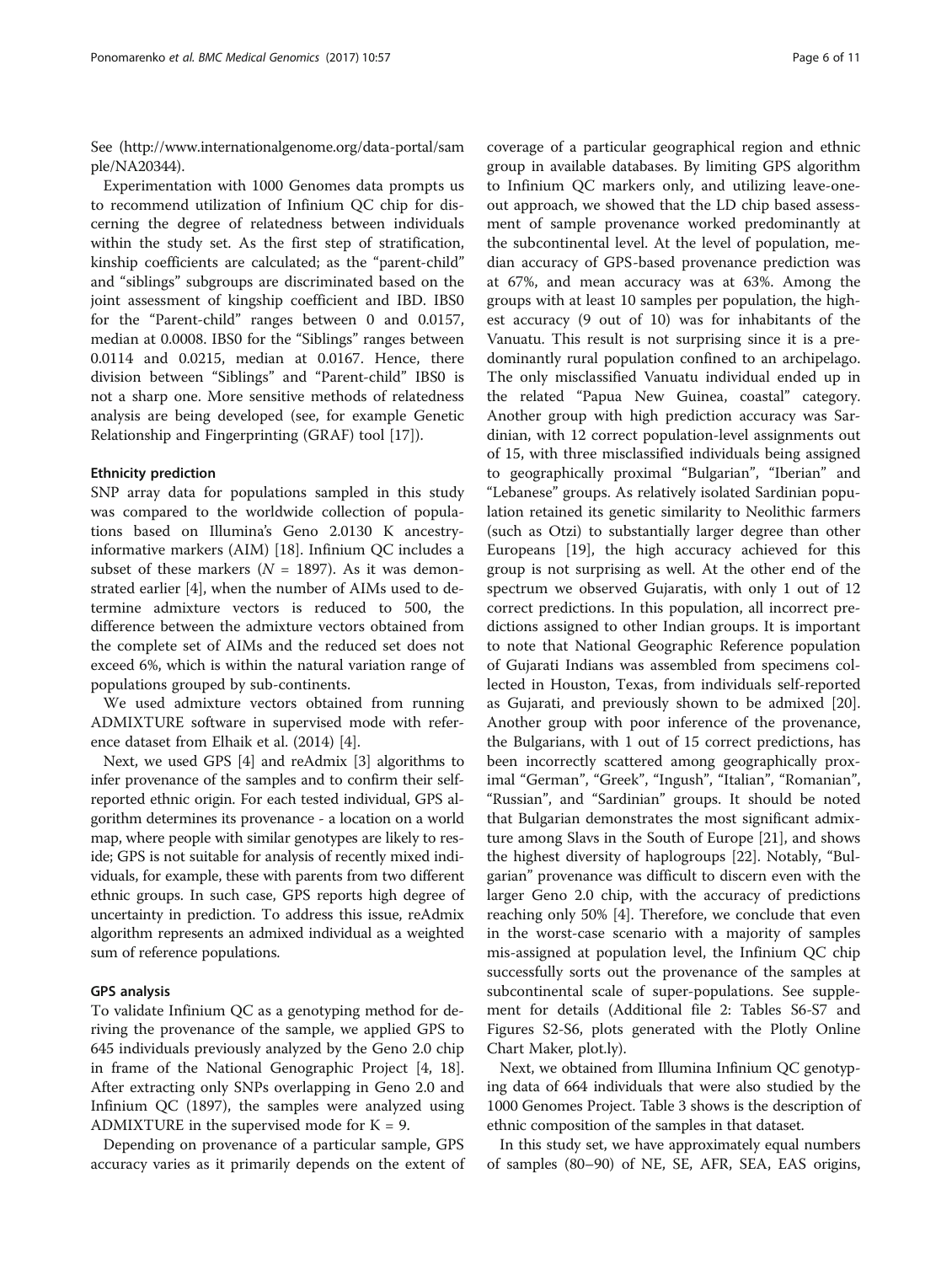See (http://www.internationalgenome.org/data-portal/sample/NA20344).

Experimentation with 1000 Genomes data prompts us to recommend utilization of Infinium QC chip for discerning the degree of relatedness between individuals within the study set. As the first step of stratification, kinship coefficients are calculated; as the "parent-child" and "siblings" subgroups are discriminated based on the joint assessment of kingship coefficient and IBD. IBS0 for the "Parent-child" ranges between 0 and 0.0157, median at 0.0008. IBS0 for the "Siblings" ranges between 0.0114 and 0.0215, median at 0.0167. Hence, there division between "Siblings" and "Parent-child" IBS0 is not a sharp one. More sensitive methods of relatedness analysis are being developed (see, for example Genetic Relationship and Fingerprinting (GRAF) tool [17]).

### Ethnicity prediction

SNP array data for populations sampled in this study was compared to the worldwide collection of populations based on Illumina's Geno 2.0130 K ancestry-informative markers (AIM) [18]. Infinium QC includes a subset of these markers ($N = 1897$). As it was demonstrated earlier [4], when the number of AIMs used to determine admixture vectors is reduced to 500, the difference between the admixture vectors obtained from the complete set of AIMs and the reduced set does not exceed 6%, which is within the natural variation range of populations grouped by sub-continents.

We used admixture vectors obtained from running ADMIXTURE software in supervised mode with reference dataset from Elhaik et al. (2014) [4].

Next, we used GPS [4] and reAdmix [3] algorithms to infer provenance of the samples and to confirm their self-reported ethnic origin. For each tested individual, GPS algorithm determines its provenance - a location on a world map, where people with similar genotypes are likely to reside; GPS is not suitable for analysis of recently mixed individuals, for example, these with parents from two different ethnic groups. In such case, GPS reports high degree of uncertainty in prediction. To address this issue, reAdmix algorithm represents an admixed individual as a weighted sum of reference populations.

### GPS analysis

To validate Infinium QC as a genotyping method for deriving the provenance of the sample, we applied GPS to 645 individuals previously analyzed by the Geno 2.0 chip in frame of the National Genographic Project [4, 18]. After extracting only SNPs overlapping in Geno 2.0 and Infinium QC (1897), the samples were analyzed using ADMIXTURE in the supervised mode for $K = 9$.

Depending on provenance of a particular sample, GPS accuracy varies as it primarily depends on the extent of coverage of a particular geographical region and ethnic group in available databases. By limiting GPS algorithm to Infinium QC markers only, and utilizing leave-one-out approach, we showed that the LD chip based assessment of sample provenance worked predominantly at the subcontinental level. At the level of population, median accuracy of GPS-based provenance prediction was at 67%, and mean accuracy was at 63%. Among the groups with at least 10 samples per population, the highest accuracy (9 out of 10) was for inhabitants of the Vanuatu. This result is not surprising since it is a predominantly rural population confined to an archipelago. The only misclassified Vanuatu individual ended up in the related "Papua New Guinea, coastal" category. Another group with high prediction accuracy was Sardinian, with 12 correct population-level assignments out of 15, with three misclassified individuals being assigned to geographically proximal "Bulgarian", "Iberian" and "Lebanese" groups. As relatively isolated Sardinian population retained its genetic similarity to Neolithic farmers (such as Otzi) to substantially larger degree than other Europeans [19], the high accuracy achieved for this group is not surprising as well. At the other end of the spectrum we observed Gujaratis, with only 1 out of 12 correct predictions. In this population, all incorrect predictions assigned to other Indian groups. It is important to note that National Geographic Reference population of Gujarati Indians was assembled from specimens collected in Houston, Texas, from individuals self-reported as Gujarati, and previously shown to be admixed [20]. Another group with poor inference of the provenance, the Bulgarians, with 1 out of 15 correct predictions, has been incorrectly scattered among geographically proximal "German", "Greek", "Ingush", "Italian", "Romanian", "Russian", and "Sardinian" groups. It should be noted that Bulgarian demonstrates the most significant admixture among Slavs in the South of Europe [21], and shows the highest diversity of haplogroups [22]. Notably, "Bulgarian" provenance was difficult to discern even with the larger Geno 2.0 chip, with the accuracy of predictions reaching only 50% [4]. Therefore, we conclude that even in the worst-case scenario with a majority of samples mis-assigned at population level, the Infinium QC chip successfully sorts out the provenance of the samples at subcontinental scale of super-populations. See supplement for details (Additional file 2: Tables S6-S7 and Figures S2-S6, plots generated with the Plotly Online Chart Maker, plot.ly).

Next, we obtained from Illumina Infinium QC genotyping data of 664 individuals that were also studied by the 1000 Genomes Project. Table 3 shows is the description of ethnic composition of the samples in that dataset.

In this study set, we have approximately equal numbers of samples (80–90) of NE, SE, AFR, SEA, EAS origins,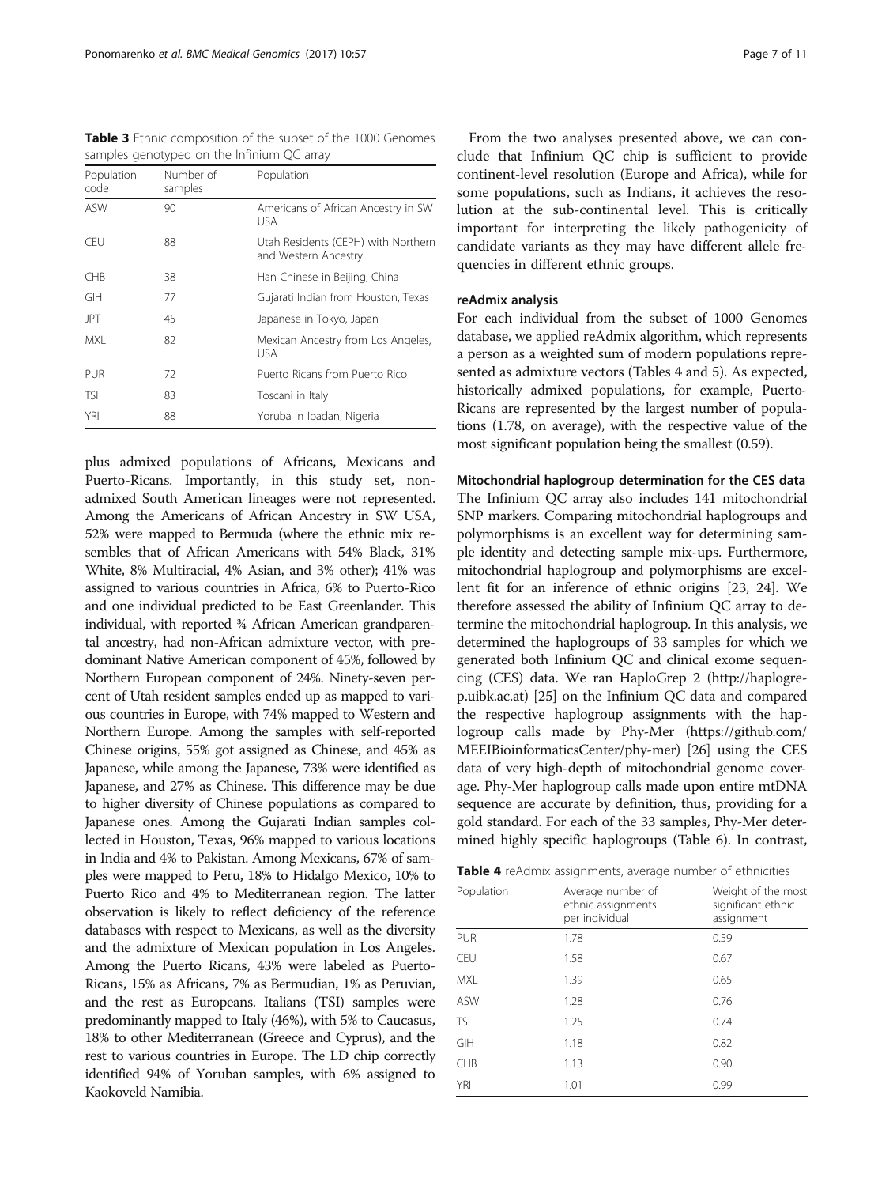**Table 3** Ethnic composition of the subset of the 1000 Genomes samples genotyped on the Infinium QC array

| Population code | Number of samples | Population |
|---|---|---|
| ASW | 90 | Americans of African Ancestry in SW USA |
| CEU | 88 | Utah Residents (CEPH) with Northern and Western Ancestry |
| CHB | 38 | Han Chinese in Beijing, China |
| GIH | 77 | Gujarati Indian from Houston, Texas |
| JPT | 45 | Japanese in Tokyo, Japan |
| MXL | 82 | Mexican Ancestry from Los Angeles, USA |
| PUR | 72 | Puerto Ricans from Puerto Rico |
| TSI | 83 | Toscani in Italy |
| YRI | 88 | Yoruba in Ibadan, Nigeria |

plus admixed populations of Africans, Mexicans and Puerto-Ricans. Importantly, in this study set, non-admixed South American lineages were not represented. Among the Americans of African Ancestry in SW USA, 52% were mapped to Bermuda (where the ethnic mix resembles that of African Americans with 54% Black, 31% White, 8% Multiracial, 4% Asian, and 3% other); 41% was assigned to various countries in Africa, 6% to Puerto-Rico and one individual predicted to be East Greenlander. This individual, with reported ¾ African American grandparental ancestry, had non-African admixture vector, with predominant Native American component of 45%, followed by Northern European component of 24%. Ninety-seven percent of Utah resident samples ended up as mapped to various countries in Europe, with 74% mapped to Western and Northern Europe. Among the samples with self-reported Chinese origins, 55% got assigned as Chinese, and 45% as Japanese, while among the Japanese, 73% were identified as Japanese, and 27% as Chinese. This difference may be due to higher diversity of Chinese populations as compared to Japanese ones. Among the Gujarati Indian samples collected in Houston, Texas, 96% mapped to various locations in India and 4% to Pakistan. Among Mexicans, 67% of samples were mapped to Peru, 18% to Hidalgo Mexico, 10% to Puerto Rico and 4% to Mediterranean region. The latter observation is likely to reflect deficiency of the reference databases with respect to Mexicans, as well as the diversity and the admixture of Mexican population in Los Angeles. Among the Puerto Ricans, 43% were labeled as Puerto-Ricans, 15% as Africans, 7% as Bermudian, 1% as Peruvian, and the rest as Europeans. Italians (TSI) samples were predominantly mapped to Italy (46%), with 5% to Caucasus, 18% to other Mediterranean (Greece and Cyprus), and the rest to various countries in Europe. The LD chip correctly identified 94% of Yoruban samples, with 6% assigned to Kaokoveld Namibia.

From the two analyses presented above, we can conclude that Infinium QC chip is sufficient to provide continent-level resolution (Europe and Africa), while for some populations, such as Indians, it achieves the resolution at the sub-continental level. This is critically important for interpreting the likely pathogenicity of candidate variants as they may have different allele frequencies in different ethnic groups.

#### reAdmix analysis

For each individual from the subset of 1000 Genomes database, we applied reAdmix algorithm, which represents a person as a weighted sum of modern populations represented as admixture vectors (Tables 4 and 5). As expected, historically admixed populations, for example, Puerto-Ricans are represented by the largest number of populations (1.78, on average), with the respective value of the most significant population being the smallest (0.59).

#### Mitochondrial haplogroup determination for the CES data

The Infinium QC array also includes 141 mitochondrial SNP markers. Comparing mitochondrial haplogroups and polymorphisms is an excellent way for determining sample identity and detecting sample mix-ups. Furthermore, mitochondrial haplogroup and polymorphisms are excellent fit for an inference of ethnic origins [23, 24]. We therefore assessed the ability of Infinium QC array to determine the mitochondrial haplogroup. In this analysis, we determined the haplogroups of 33 samples for which we generated both Infinium QC and clinical exome sequencing (CES) data. We ran HaploGrep 2 (http://haplogrep.uibk.ac.at) [25] on the Infinium QC data and compared the respective haplogroup assignments with the haplogroup calls made by Phy-Mer (https://github.com/MEEIBioinformaticsCenter/phy-mer) [26] using the CES data of very high-depth of mitochondrial genome coverage. Phy-Mer haplogroup calls made upon entire mtDNA sequence are accurate by definition, thus, providing for a gold standard. For each of the 33 samples, Phy-Mer determined highly specific haplogroups (Table 6). In contrast,

**Table 4** reAdmix assignments, average number of ethnicities

| Population | Average number of ethnic assignments per individual | Weight of the most significant ethnic assignment |
|---|---|---|
| PUR | 1.78 | 0.59 |
| CEU | 1.58 | 0.67 |
| MXL | 1.39 | 0.65 |
| ASW | 1.28 | 0.76 |
| TSI | 1.25 | 0.74 |
| GIH | 1.18 | 0.82 |
| CHB | 1.13 | 0.90 |
| YRI | 1.01 | 0.99 |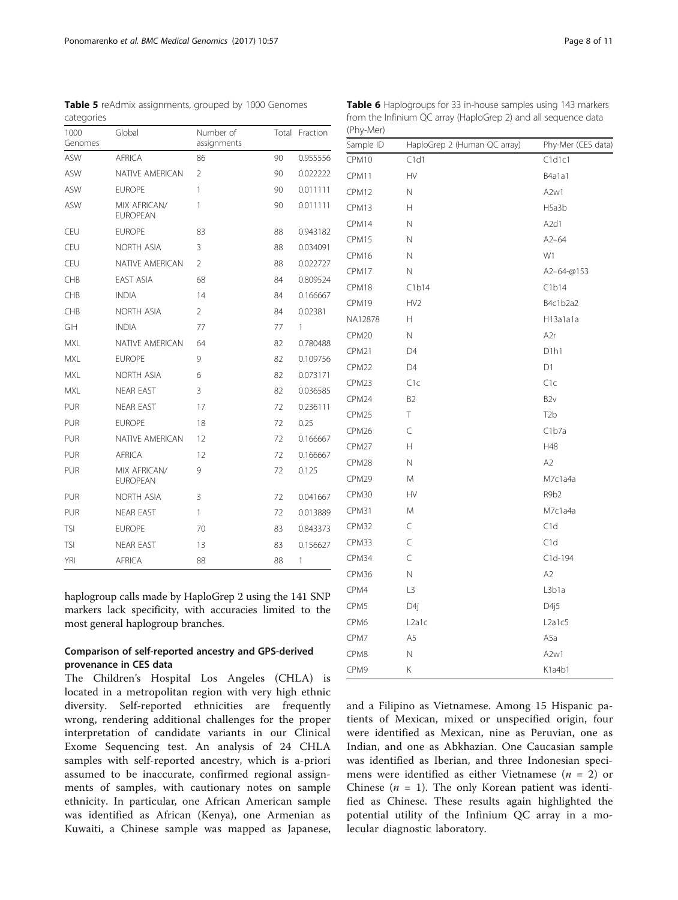**Table 5** reAdmix assignments, grouped by 1000 Genomes categories

| 1000 Genomes | Global | Number of assignments | Total | Fraction |
|---|---|---|---|---|
| ASW | AFRICA | 86 | 90 | 0.955556 |
| ASW | NATIVE AMERICAN | 2 | 90 | 0.022222 |
| ASW | EUROPE | 1 | 90 | 0.011111 |
| ASW | MIX AFRICAN/ EUROPEAN | 1 | 90 | 0.011111 |
| CEU | EUROPE | 83 | 88 | 0.943182 |
| CEU | NORTH ASIA | 3 | 88 | 0.034091 |
| CEU | NATIVE AMERICAN | 2 | 88 | 0.022727 |
| CHB | EAST ASIA | 68 | 84 | 0.809524 |
| CHB | INDIA | 14 | 84 | 0.166667 |
| CHB | NORTH ASIA | 2 | 84 | 0.02381 |
| GIH | INDIA | 77 | 77 | 1 |
| MXL | NATIVE AMERICAN | 64 | 82 | 0.780488 |
| MXL | EUROPE | 9 | 82 | 0.109756 |
| MXL | NORTH ASIA | 6 | 82 | 0.073171 |
| MXL | NEAR EAST | 3 | 82 | 0.036585 |
| PUR | NEAR EAST | 17 | 72 | 0.236111 |
| PUR | EUROPE | 18 | 72 | 0.25 |
| PUR | NATIVE AMERICAN | 12 | 72 | 0.166667 |
| PUR | AFRICA | 12 | 72 | 0.166667 |
| PUR | MIX AFRICAN/ EUROPEAN | 9 | 72 | 0.125 |
| PUR | NORTH ASIA | 3 | 72 | 0.041667 |
| PUR | NEAR EAST | 1 | 72 | 0.013889 |
| TSI | EUROPE | 70 | 83 | 0.843373 |
| TSI | NEAR EAST | 13 | 83 | 0.156627 |
| YRI | AFRICA | 88 | 88 | 1 |

haplogroup calls made by HaploGrep 2 using the 141 SNP markers lack specificity, with accuracies limited to the most general haplogroup branches.

### Comparison of self-reported ancestry and GPS-derived provenance in CES data

The Children's Hospital Los Angeles (CHLA) is located in a metropolitan region with very high ethnic diversity. Self-reported ethnicities are frequently wrong, rendering additional challenges for the proper interpretation of candidate variants in our Clinical Exome Sequencing test. An analysis of 24 CHLA samples with self-reported ancestry, which is a-priori assumed to be inaccurate, confirmed regional assignments of samples, with cautionary notes on sample ethnicity. In particular, one African American sample was identified as African (Kenya), one Armenian as Kuwaiti, a Chinese sample was mapped as Japanese, and a Filipino as Vietnamese. Among 15 Hispanic patients of Mexican, mixed or unspecified origin, four were identified as Mexican, nine as Peruvian, one as Indian, and one as Abkhazian. One Caucasian sample was identified as Iberian, and three Indonesian specimens were identified as either Vietnamese ($n$ = 2) or Chinese ($n$ = 1). The only Korean patient was identified as Chinese. These results again highlighted the potential utility of the Infinium QC array in a molecular diagnostic laboratory.

**Table 6** Haplogroups for 33 in-house samples using 143 markers from the Infinium QC array (HaploGrep 2) and all sequence data (Phy-Mer)

| Sample ID | HaploGrep 2 (Human QC array) | Phy-Mer (CES data) |
|---|---|---|
| CPM10 | C1d1 | C1d1c1 |
| CPM11 | HV | B4a1a1 |
| CPM12 | N | A2w1 |
| CPM13 | H | H5a3b |
| CPM14 | N | A2d1 |
| CPM15 | N | A2–64 |
| CPM16 | N | W1 |
| CPM17 | N | A2–64-@153 |
| CPM18 | C1b14 | C1b14 |
| CPM19 | HV2 | B4c1b2a2 |
| NA12878 | H | H13a1a1a |
| CPM20 | N | A2r |
| CPM21 | D4 | D1h1 |
| CPM22 | D4 | D1 |
| CPM23 | C1c | C1c |
| CPM24 | B2 | B2v |
| CPM25 | T | T2b |
| CPM26 | C | C1b7a |
| CPM27 | H | H48 |
| CPM28 | N | A2 |
| CPM29 | M | M7c1a4a |
| CPM30 | HV | R9b2 |
| CPM31 | M | M7c1a4a |
| CPM32 | C | C1d |
| CPM33 | C | C1d |
| CPM34 | C | C1d-194 |
| CPM36 | N | A2 |
| CPM4 | L3 | L3b1a |
| CPM5 | D4j | D4j5 |
| CPM6 | L2a1c | L2a1c5 |
| CPM7 | A5 | A5a |
| CPM8 | N | A2w1 |
| CPM9 | K | K1a4b1 |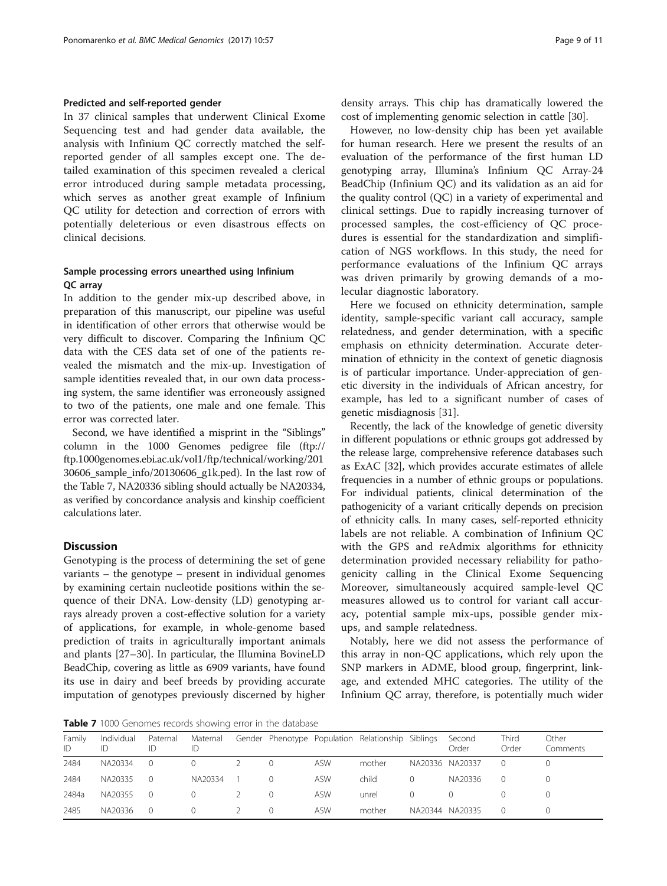#### Predicted and self-reported gender

In 37 clinical samples that underwent Clinical Exome Sequencing test and had gender data available, the analysis with Infinium QC correctly matched the self-reported gender of all samples except one. The detailed examination of this specimen revealed a clerical error introduced during sample metadata processing, which serves as another great example of Infinium QC utility for detection and correction of errors with potentially deleterious or even disastrous effects on clinical decisions.

### Sample processing errors unearthed using Infinium QC array

In addition to the gender mix-up described above, in preparation of this manuscript, our pipeline was useful in identification of other errors that otherwise would be very difficult to discover. Comparing the Infinium QC data with the CES data set of one of the patients revealed the mismatch and the mix-up. Investigation of sample identities revealed that, in our own data processing system, the same identifier was erroneously assigned to two of the patients, one male and one female. This error was corrected later.

Second, we have identified a misprint in the "Siblings" column in the 1000 Genomes pedigree file (ftp://ftp.1000genomes.ebi.ac.uk/vol1/ftp/technical/working/20130606_sample_info/20130606_g1k.ped). In the last row of the Table 7, NA20336 sibling should actually be NA20334, as verified by concordance analysis and kinship coefficient calculations later.

## Discussion

Genotyping is the process of determining the set of gene variants – the genotype – present in individual genomes by examining certain nucleotide positions within the sequence of their DNA. Low-density (LD) genotyping arrays already proven a cost-effective solution for a variety of applications, for example, in whole-genome based prediction of traits in agriculturally important animals and plants [27–30]. In particular, the Illumina BovineLD BeadChip, covering as little as 6909 variants, have found its use in dairy and beef breeds by providing accurate imputation of genotypes previously discerned by higher density arrays. This chip has dramatically lowered the cost of implementing genomic selection in cattle [30].

However, no low-density chip has been yet available for human research. Here we present the results of an evaluation of the performance of the first human LD genotyping array, Illumina's Infinium QC Array-24 BeadChip (Infinium QC) and its validation as an aid for the quality control (QC) in a variety of experimental and clinical settings. Due to rapidly increasing turnover of processed samples, the cost-efficiency of QC procedures is essential for the standardization and simplification of NGS workflows. In this study, the need for performance evaluations of the Infinium QC arrays was driven primarily by growing demands of a molecular diagnostic laboratory.

Here we focused on ethnicity determination, sample identity, sample-specific variant call accuracy, sample relatedness, and gender determination, with a specific emphasis on ethnicity determination. Accurate determination of ethnicity in the context of genetic diagnosis is of particular importance. Under-appreciation of genetic diversity in the individuals of African ancestry, for example, has led to a significant number of cases of genetic misdiagnosis [31].

Recently, the lack of the knowledge of genetic diversity in different populations or ethnic groups got addressed by the release large, comprehensive reference databases such as ExAC [32], which provides accurate estimates of allele frequencies in a number of ethnic groups or populations. For individual patients, clinical determination of the pathogenicity of a variant critically depends on precision of ethnicity calls. In many cases, self-reported ethnicity labels are not reliable. A combination of Infinium QC with the GPS and reAdmix algorithms for ethnicity determination provided necessary reliability for pathogenicity calling in the Clinical Exome Sequencing Moreover, simultaneously acquired sample-level QC measures allowed us to control for variant call accuracy, potential sample mix-ups, possible gender mix-ups, and sample relatedness.

Notably, here we did not assess the performance of this array in non-QC applications, which rely upon the SNP markers in ADME, blood group, fingerprint, linkage, and extended MHC categories. The utility of the Infinium QC array, therefore, is potentially much wider

**Table 7** 1000 Genomes records showing error in the database

| Family ID | Individual ID | Paternal ID | Maternal ID | Gender | Phenotype | Population | Relationship | Siblings | Second Order | Third Order | Other Comments |
|---|---|---|---|---|---|---|---|---|---|---|---|
| 2484 | NA20334 | 0 | 0 | 2 | 0 | ASW | mother | NA20336 | NA20337 | 0 | 0 |
| 2484 | NA20335 | 0 | NA20334 | 1 | 0 | ASW | child | 0 | NA20336 | 0 | 0 |
| 2484a | NA20355 | 0 | 0 | 2 | 0 | ASW | unrel | 0 | 0 | 0 | 0 |
| 2485 | NA20336 | 0 | 0 | 2 | 0 | ASW | mother | NA20344 | NA20335 | 0 | 0 |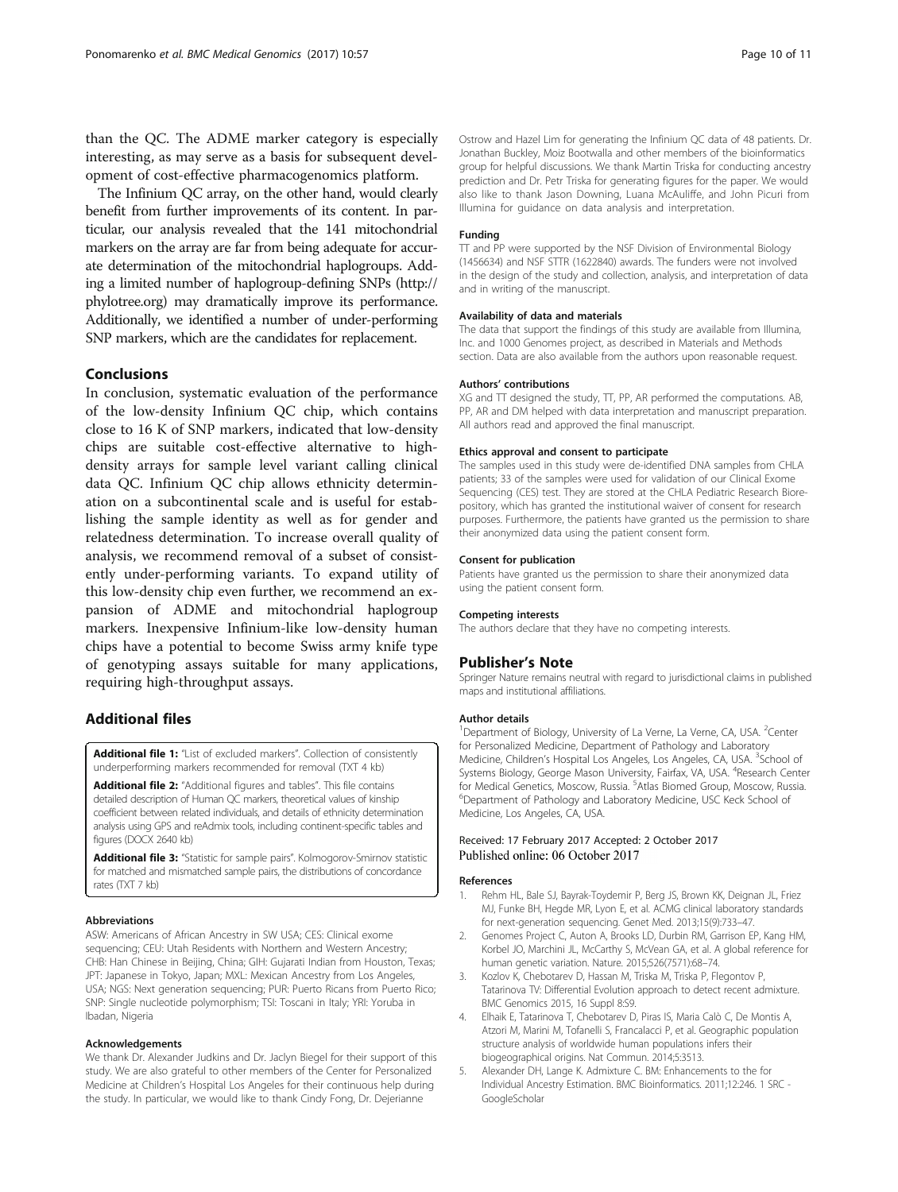than the QC. The ADME marker category is especially interesting, as may serve as a basis for subsequent development of cost-effective pharmacogenomics platform.

The Infinium QC array, on the other hand, would clearly benefit from further improvements of its content. In particular, our analysis revealed that the 141 mitochondrial markers on the array are far from being adequate for accurate determination of the mitochondrial haplogroups. Adding a limited number of haplogroup-defining SNPs (http://phylotree.org) may dramatically improve its performance. Additionally, we identified a number of under-performing SNP markers, which are the candidates for replacement.

## Conclusions

In conclusion, systematic evaluation of the performance of the low-density Infinium QC chip, which contains close to 16 K of SNP markers, indicated that low-density chips are suitable cost-effective alternative to high-density arrays for sample level variant calling clinical data QC. Infinium QC chip allows ethnicity determination on a subcontinental scale and is useful for establishing the sample identity as well as for gender and relatedness determination. To increase overall quality of analysis, we recommend removal of a subset of consistently under-performing variants. To expand utility of this low-density chip even further, we recommend an expansion of ADME and mitochondrial haplogroup markers. Inexpensive Infinium-like low-density human chips have a potential to become Swiss army knife type of genotyping assays suitable for many applications, requiring high-throughput assays.

## Additional files

**Additional file 1:** "List of excluded markers". Collection of consistently underperforming markers recommended for removal (TXT 4 kb)

**Additional file 2:** "Additional figures and tables". This file contains detailed description of Human QC markers, theoretical values of kinship coefficient between related individuals, and details of ethnicity determination analysis using GPS and reAdmix tools, including continent-specific tables and figures (DOCX 2640 kb)

**Additional file 3:** "Statistic for sample pairs". Kolmogorov-Smirnov statistic for matched and mismatched sample pairs, the distributions of concordance rates (TXT 7 kb)

#### Abbreviations

ASW: Americans of African Ancestry in SW USA; CES: Clinical exome sequencing; CEU: Utah Residents with Northern and Western Ancestry; CHB: Han Chinese in Beijing, China; GIH: Gujarati Indian from Houston, Texas; JPT: Japanese in Tokyo, Japan; MXL: Mexican Ancestry from Los Angeles, USA; NGS: Next generation sequencing; PUR: Puerto Ricans from Puerto Rico; SNP: Single nucleotide polymorphism; TSI: Toscani in Italy; YRI: Yoruba in Ibadan, Nigeria

#### Acknowledgements

We thank Dr. Alexander Judkins and Dr. Jaclyn Biegel for their support of this study. We are also grateful to other members of the Center for Personalized Medicine at Children's Hospital Los Angeles for their continuous help during the study. In particular, we would like to thank Cindy Fong, Dr. Dejerianne Ostrow and Hazel Lim for generating the Infinium QC data of 48 patients. Dr. Jonathan Buckley, Moiz Bootwalla and other members of the bioinformatics group for helpful discussions. We thank Martin Triska for conducting ancestry prediction and Dr. Petr Triska for generating figures for the paper. We would also like to thank Jason Downing, Luana McAuliffe, and John Picuri from Illumina for guidance on data analysis and interpretation.

#### Funding

TT and PP were supported by the NSF Division of Environmental Biology (1456634) and NSF STTR (1622840) awards. The funders were not involved in the design of the study and collection, analysis, and interpretation of data and in writing of the manuscript.

#### Availability of data and materials

The data that support the findings of this study are available from Illumina, Inc. and 1000 Genomes project, as described in Materials and Methods section. Data are also available from the authors upon reasonable request.

#### Authors' contributions

XG and TT designed the study, TT, PP, AR performed the computations. AB, PP, AR and DM helped with data interpretation and manuscript preparation. All authors read and approved the final manuscript.

#### Ethics approval and consent to participate

The samples used in this study were de-identified DNA samples from CHLA patients; 33 of the samples were used for validation of our Clinical Exome Sequencing (CES) test. They are stored at the CHLA Pediatric Research Biorepository, which has granted the institutional waiver of consent for research purposes. Furthermore, the patients have granted us the permission to share their anonymized data using the patient consent form.

#### Consent for publication

Patients have granted us the permission to share their anonymized data using the patient consent form.

#### Competing interests

The authors declare that they have no competing interests.

## Publisher's Note

Springer Nature remains neutral with regard to jurisdictional claims in published maps and institutional affiliations.

#### Author details

[1]Department of Biology, University of La Verne, La Verne, CA, USA. [2]Center for Personalized Medicine, Department of Pathology and Laboratory Medicine, Children's Hospital Los Angeles, Los Angeles, CA, USA. [3]School of Systems Biology, George Mason University, Fairfax, VA, USA. [4]Research Center for Medical Genetics, Moscow, Russia. [5]Atlas Biomed Group, Moscow, Russia. [6]Department of Pathology and Laboratory Medicine, USC Keck School of Medicine, Los Angeles, CA, USA.

Received: 17 February 2017 Accepted: 2 October 2017
Published online: 06 October 2017

#### References

1. Rehm HL, Bale SJ, Bayrak-Toydemir P, Berg JS, Brown KK, Deignan JL, Friez MJ, Funke BH, Hegde MR, Lyon E, et al. ACMG clinical laboratory standards for next-generation sequencing. Genet Med. 2013;15(9):733–47.
2. Genomes Project C, Auton A, Brooks LD, Durbin RM, Garrison EP, Kang HM, Korbel JO, Marchini JL, McCarthy S, McVean GA, et al. A global reference for human genetic variation. Nature. 2015;526(7571):68–74.
3. Kozlov K, Chebotarev D, Hassan M, Triska M, Triska P, Flegontov P, Tatarinova TV: Differential Evolution approach to detect recent admixture. BMC Genomics 2015, 16 Suppl 8:S9.
4. Elhaik E, Tatarinova T, Chebotarev D, Piras IS, Maria Calò C, De Montis A, Atzori M, Marini M, Tofanelli S, Francalacci P, et al. Geographic population structure analysis of worldwide human populations infers their biogeographical origins. Nat Commun. 2014;5:3513.
5. Alexander DH, Lange K. Admixture C. BM: Enhancements to the for Individual Ancestry Estimation. BMC Bioinformatics. 2011;12:246. 1 SRC - GoogleScholar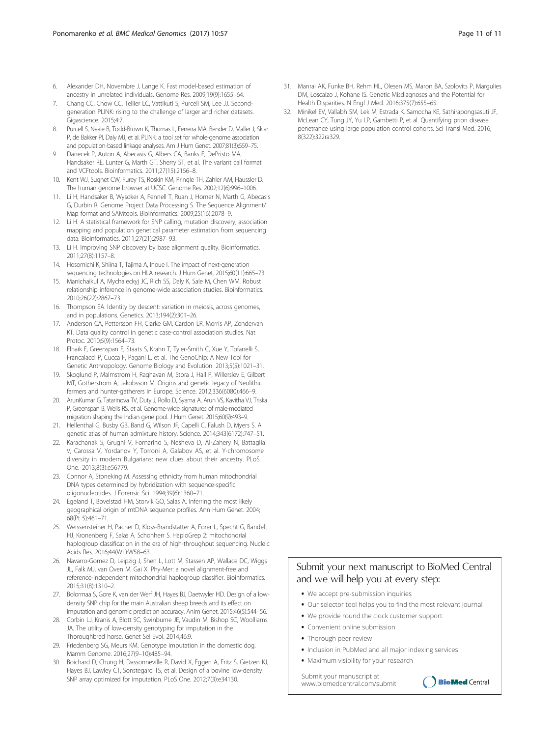6. Alexander DH, Novembre J, Lange K. Fast model-based estimation of ancestry in unrelated individuals. Genome Res. 2009;19(9):1655–64.
7. Chang CC, Chow CC, Tellier LC, Vattikuti S, Purcell SM, Lee JJ. Second-generation PLINK: rising to the challenge of larger and richer datasets. Gigascience. 2015;4:7.
8. Purcell S, Neale B, Todd-Brown K, Thomas L, Ferreira MA, Bender D, Maller J, Sklar P, de Bakker PI, Daly MJ, et al. PLINK: a tool set for whole-genome association and population-based linkage analyses. Am J Hum Genet. 2007;81(3):559–75.
9. Danecek P, Auton A, Abecasis G, Albers CA, Banks E, DePristo MA, Handsaker RE, Lunter G, Marth GT, Sherry ST, et al. The variant call format and VCFtools. Bioinformatics. 2011;27(15):2156–8.
10. Kent WJ, Sugnet CW, Furey TS, Roskin KM, Pringle TH, Zahler AM, Haussler D. The human genome browser at UCSC. Genome Res. 2002;12(6):996–1006.
11. Li H, Handsaker B, Wysoker A, Fennell T, Ruan J, Homer N, Marth G, Abecasis G, Durbin R, Genome Project Data Processing S. The Sequence Alignment/Map format and SAMtools. Bioinformatics. 2009;25(16):2078–9.
12. Li H. A statistical framework for SNP calling, mutation discovery, association mapping and population genetical parameter estimation from sequencing data. Bioinformatics. 2011;27(21):2987–93.
13. Li H. Improving SNP discovery by base alignment quality. Bioinformatics. 2011;27(8):1157–8.
14. Hosomichi K, Shiina T, Tajima A, Inoue I. The impact of next-generation sequencing technologies on HLA research. J Hum Genet. 2015;60(11):665–73.
15. Manichaikul A, Mychaleckyj JC, Rich SS, Daly K, Sale M, Chen WM. Robust relationship inference in genome-wide association studies. Bioinformatics. 2010;26(22):2867–73.
16. Thompson EA. Identity by descent: variation in meiosis, across genomes, and in populations. Genetics. 2013;194(2):301–26.
17. Anderson CA, Pettersson FH, Clarke GM, Cardon LR, Morris AP, Zondervan KT. Data quality control in genetic case-control association studies. Nat Protoc. 2010;5(9):1564–73.
18. Elhaik E, Greenspan E, Staats S, Krahn T, Tyler-Smith C, Xue Y, Tofanelli S, Francalacci P, Cucca F, Pagani L, et al. The GenoChip: A New Tool for Genetic Anthropology. Genome Biology and Evolution. 2013;5(5):1021–31.
19. Skoglund P, Malmstrom H, Raghavan M, Stora J, Hall P, Willerslev E, Gilbert MT, Gotherstrom A, Jakobsson M. Origins and genetic legacy of Neolithic farmers and hunter-gatherers in Europe. Science. 2012;336(6080):466–9.
20. ArunKumar G, Tatarinova TV, Duty J, Rollo D, Syama A, Arun VS, Kavitha VJ, Triska P, Greenspan B, Wells RS, et al. Genome-wide signatures of male-mediated migration shaping the Indian gene pool. J Hum Genet. 2015;60(9):493–9.
21. Hellenthal G, Busby GB, Band G, Wilson JF, Capelli C, Falush D, Myers S. A genetic atlas of human admixture history. Science. 2014;343(6172):747–51.
22. Karachanak S, Grugni V, Fornarino S, Nesheva D, Al-Zahery N, Battaglia V, Carossa V, Yordanov Y, Torroni A, Galabov AS, et al. Y-chromosome diversity in modern Bulgarians: new clues about their ancestry. PLoS One. 2013;8(3):e56779.
23. Connor A, Stoneking M. Assessing ethnicity from human mitochondrial DNA types determined by hybridization with sequence-specific oligonucleotides. J Forensic Sci. 1994;39(6):1360–71.
24. Egeland T, Bovelstad HM, Storvik GO, Salas A. Inferring the most likely geographical origin of mtDNA sequence profiles. Ann Hum Genet. 2004; 68(Pt 5):461–71.
25. Weissensteiner H, Pacher D, Kloss-Brandstatter A, Forer L, Specht G, Bandelt HJ, Kronenberg F, Salas A, Schonherr S. HaploGrep 2: mitochondrial haplogroup classification in the era of high-throughput sequencing. Nucleic Acids Res. 2016;44(W1):W58–63.
26. Navarro-Gomez D, Leipzig J, Shen L, Lott M, Stassen AP, Wallace DC, Wiggs JL, Falk MJ, van Oven M, Gai X. Phy-Mer: a novel alignment-free and reference-independent mitochondrial haplogroup classifier. Bioinformatics. 2015;31(8):1310–2.
27. Bolormaa S, Gore K, van der Werf JH, Hayes BJ, Daetwyler HD. Design of a low-density SNP chip for the main Australian sheep breeds and its effect on imputation and genomic prediction accuracy. Anim Genet. 2015;46(5):544–56.
28. Corbin LJ, Kranis A, Blott SC, Swinburne JE, Vaudin M, Bishop SC, Woolliams JA. The utility of low-density genotyping for imputation in the Thoroughbred horse. Genet Sel Evol. 2014;46:9.
29. Friedenberg SG, Meurs KM. Genotype imputation in the domestic dog. Mamm Genome. 2016;27(9–10):485–94.
30. Boichard D, Chung H, Dassonneville R, David X, Eggen A, Fritz S, Gietzen KJ, Hayes BJ, Lawley CT, Sonstegard TS, et al. Design of a bovine low-density SNP array optimized for imputation. PLoS One. 2012;7(3):e34130.
31. Manrai AK, Funke BH, Rehm HL, Olesen MS, Maron BA, Szolovits P, Margulies DM, Loscalzo J, Kohane IS. Genetic Misdiagnoses and the Potential for Health Disparities. N Engl J Med. 2016;375(7):655–65.
32. Minikel EV, Vallabh SM, Lek M, Estrada K, Samocha KE, Sathirapongsasuti JF, McLean CY, Tung JY, Yu LP, Gambetti P, et al. Quantifying prion disease penetrance using large population control cohorts. Sci Transl Med. 2016; 8(322):322ra329.

Submit your next manuscript to BioMed Central and we will help you at every step:

- We accept pre-submission inquiries
- Our selector tool helps you to find the most relevant journal
- We provide round the clock customer support
- Convenient online submission
- Thorough peer review
- Inclusion in PubMed and all major indexing services
- Maximum visibility for your research

Submit your manuscript at www.biomedcentral.com/submit

BioMed Central